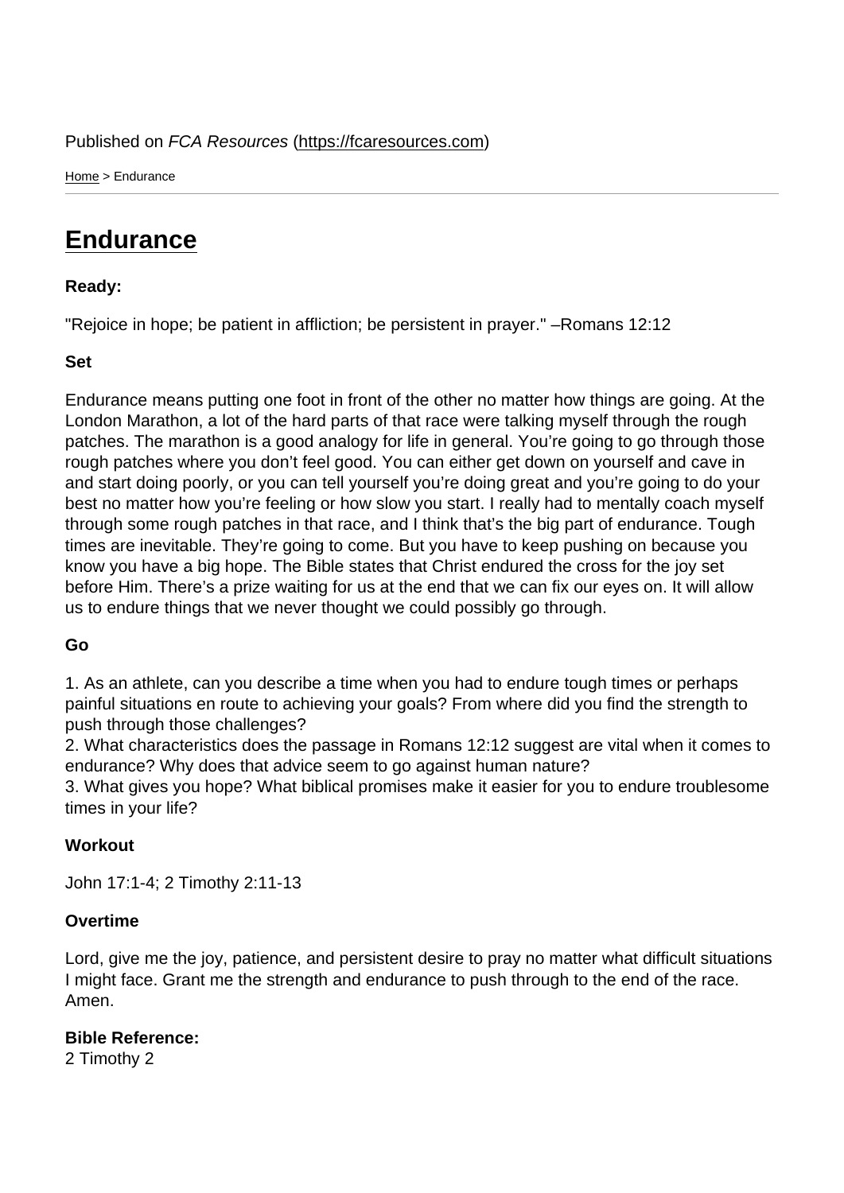Published on *FCA Resources* (https://fcaresources.com)

Home > Endurance

# Endurance

**Ready:**

"Rejoice in hope; be patient in affliction; be persistent in prayer." –Romans 12:12

**Set**

Endurance means putting one foot in front of the other no matter how things are going. At the London Marathon, a lot of the hard parts of that race were talking myself through the rough patches. The marathon is a good analogy for life in general. You're going to go through those rough patches where you don't feel good. You can either get down on yourself and cave in and start doing poorly, or you can tell yourself you're doing great and you're going to do your best no matter how you're feeling or how slow you start. I really had to mentally coach myself through some rough patches in that race, and I think that's the big part of endurance. Tough times are inevitable. They're going to come. But you have to keep pushing on because you know you have a big hope. The Bible states that Christ endured the cross for the joy set before Him. There's a prize waiting for us at the end that we can fix our eyes on. It will allow us to endure things that we never thought we could possibly go through.

**Go**

1. As an athlete, can you describe a time when you had to endure tough times or perhaps painful situations en route to achieving your goals? From where did you find the strength to push through those challenges?
2. What characteristics does the passage in Romans 12:12 suggest are vital when it comes to endurance? Why does that advice seem to go against human nature?
3. What gives you hope? What biblical promises make it easier for you to endure troublesome times in your life?

**Workout**

John 17:1-4; 2 Timothy 2:11-13

**Overtime**

Lord, give me the joy, patience, and persistent desire to pray no matter what difficult situations I might face. Grant me the strength and endurance to push through to the end of the race. Amen.

**Bible Reference:**
2 Timothy 2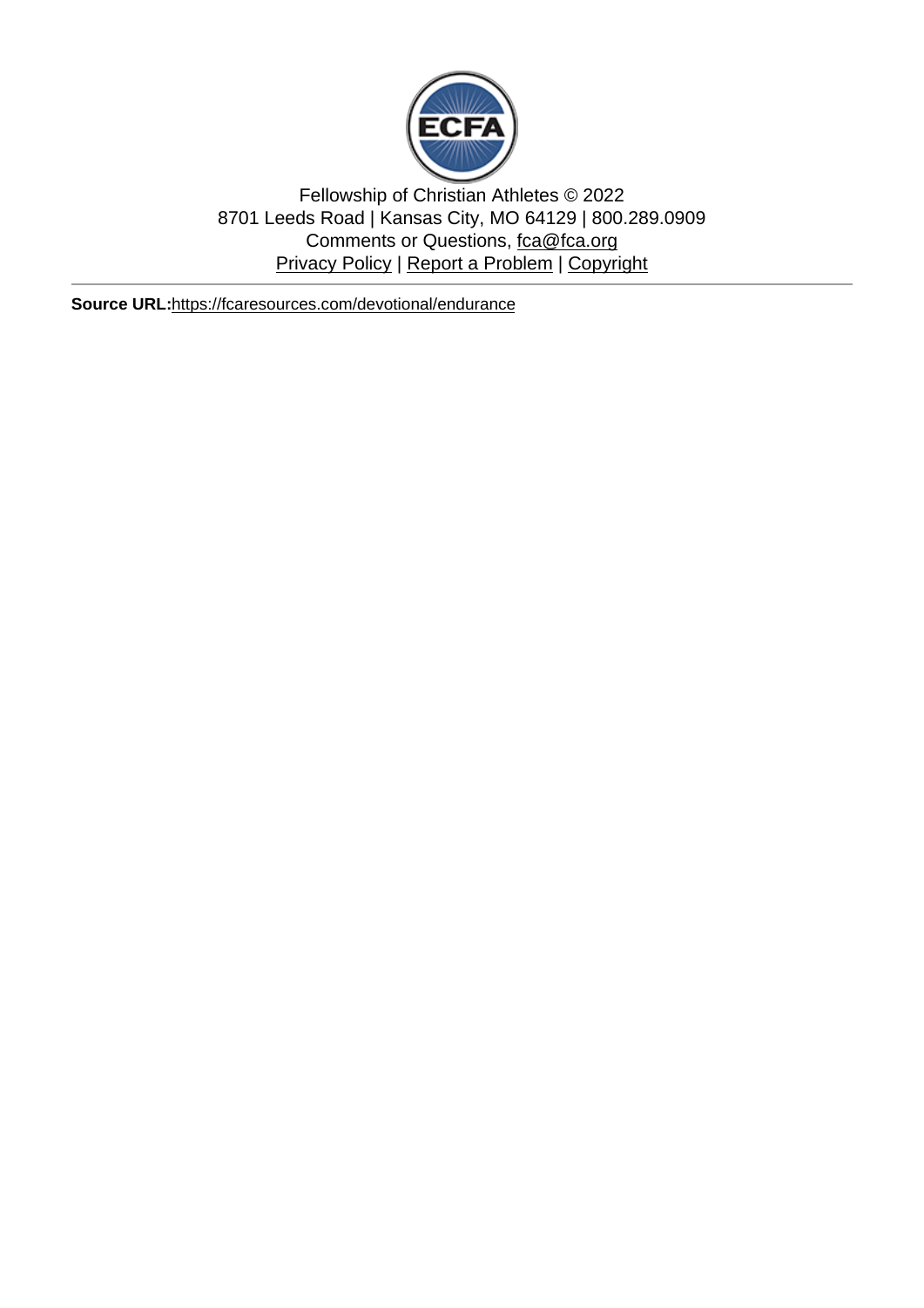Fellowship of Christian Athletes © 2022
8701 Leeds Road | Kansas City, MO 64129 | 800.289.0909
Comments or Questions, fca@fca.org
Privacy Policy | Report a Problem | Copyright

---

**Source URL:** https://fcaresources.com/devotional/endurance